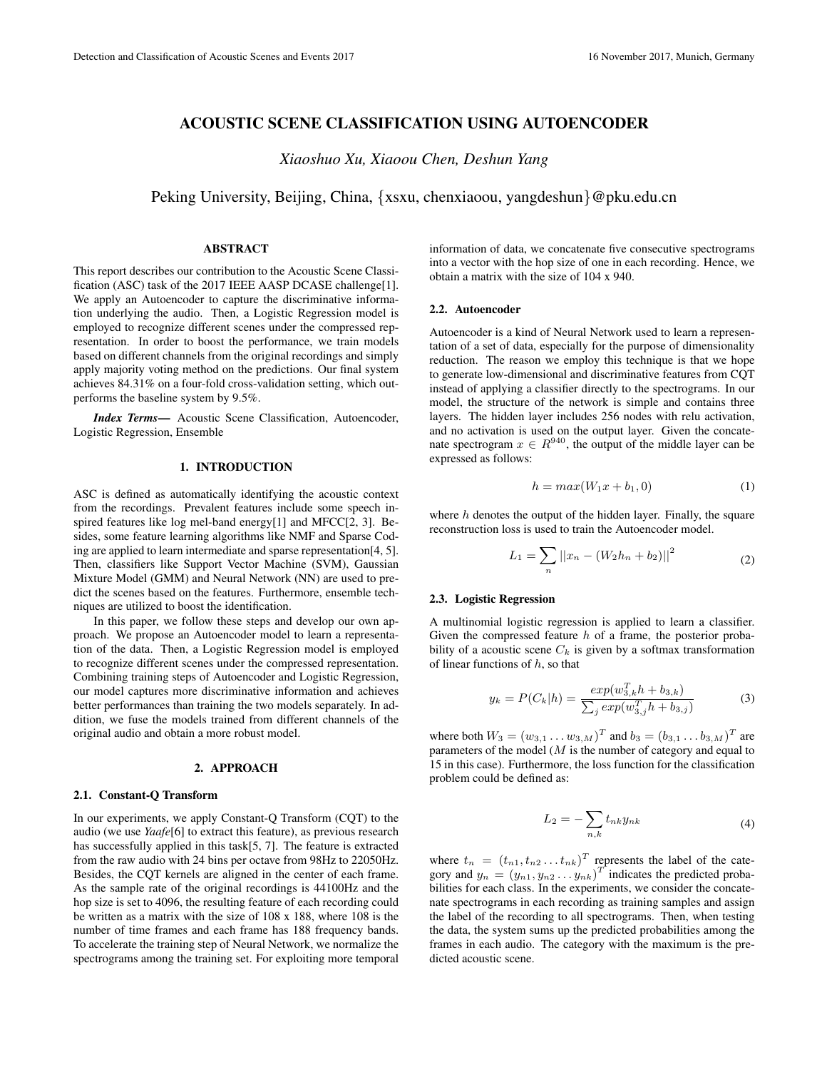# ACOUSTIC SCENE CLASSIFICATION USING AUTOENCODER

*Xiaoshuo Xu, Xiaoou Chen, Deshun Yang*

Peking University, Beijing, China, {xsxu, chenxiaoou, yangdeshun}@pku.edu.cn

## ABSTRACT

This report describes our contribution to the Acoustic Scene Classification (ASC) task of the 2017 IEEE AASP DCASE challenge[1]. We apply an Autoencoder to capture the discriminative information underlying the audio. Then, a Logistic Regression model is employed to recognize different scenes under the compressed representation. In order to boost the performance, we train models based on different channels from the original recordings and simply apply majority voting method on the predictions. Our final system achieves 84.31% on a four-fold cross-validation setting, which outperforms the baseline system by 9.5%.

***Index Terms—*** Acoustic Scene Classification, Autoencoder, Logistic Regression, Ensemble

## 1. INTRODUCTION

ASC is defined as automatically identifying the acoustic context from the recordings. Prevalent features include some speech inspired features like log mel-band energy[1] and MFCC[2, 3]. Besides, some feature learning algorithms like NMF and Sparse Coding are applied to learn intermediate and sparse representation[4, 5]. Then, classifiers like Support Vector Machine (SVM), Gaussian Mixture Model (GMM) and Neural Network (NN) are used to predict the scenes based on the features. Furthermore, ensemble techniques are utilized to boost the identification.

In this paper, we follow these steps and develop our own approach. We propose an Autoencoder model to learn a representation of the data. Then, a Logistic Regression model is employed to recognize different scenes under the compressed representation. Combining training steps of Autoencoder and Logistic Regression, our model captures more discriminative information and achieves better performances than training the two models separately. In addition, we fuse the models trained from different channels of the original audio and obtain a more robust model.

## 2. APPROACH

### 2.1. Constant-Q Transform

In our experiments, we apply Constant-Q Transform (CQT) to the audio (we use *Yaafe*[6] to extract this feature), as previous research has successfully applied in this task[5, 7]. The feature is extracted from the raw audio with 24 bins per octave from 98Hz to 22050Hz. Besides, the CQT kernels are aligned in the center of each frame. As the sample rate of the original recordings is 44100Hz and the hop size is set to 4096, the resulting feature of each recording could be written as a matrix with the size of 108 x 188, where 108 is the number of time frames and each frame has 188 frequency bands. To accelerate the training step of Neural Network, we normalize the spectrograms among the training set. For exploiting more temporal information of data, we concatenate five consecutive spectrograms into a vector with the hop size of one in each recording. Hence, we obtain a matrix with the size of 104 x 940.

### 2.2. Autoencoder

Autoencoder is a kind of Neural Network used to learn a representation of a set of data, especially for the purpose of dimensionality reduction. The reason we employ this technique is that we hope to generate low-dimensional and discriminative features from CQT instead of applying a classifier directly to the spectrograms. In our model, the structure of the network is simple and contains three layers. The hidden layer includes 256 nodes with relu activation, and no activation is used on the output layer. Given the concatenate spectrogram $x \in R^{940}$, the output of the middle layer can be expressed as follows:

$$h = max(W_1 x + b_1, 0) \tag{1}$$

where $h$ denotes the output of the hidden layer. Finally, the square reconstruction loss is used to train the Autoencoder model.

$$L_1 = \sum_n ||x_n - (W_2 h_n + b_2)||^2 \tag{2}$$

### 2.3. Logistic Regression

A multinomial logistic regression is applied to learn a classifier. Given the compressed feature $h$ of a frame, the posterior probability of a acoustic scene $C_k$ is given by a softmax transformation of linear functions of $h$, so that

$$y_k = P(C_k|h) = \frac{exp(w_{3,k}^T h + b_{3,k})}{\sum_j exp(w_{3,j}^T h + b_{3,j})} \tag{3}$$

where both $W_3 = (w_{3,1} \dots w_{3,M})^T$ and $b_3 = (b_{3,1} \dots b_{3,M})^T$ are parameters of the model ($M$ is the number of category and equal to 15 in this case). Furthermore, the loss function for the classification problem could be defined as:

$$L_2 = -\sum_{n,k} t_{nk} y_{nk} \tag{4}$$

where $t_n = (t_{n1}, t_{n2} \dots t_{nk})^T$ represents the label of the category and $y_n = (y_{n1}, y_{n2} \dots y_{nk})^T$ indicates the predicted probabilities for each class. In the experiments, we consider the concatenate spectrograms in each recording as training samples and assign the label of the recording to all spectrograms. Then, when testing the data, the system sums up the predicted probabilities among the frames in each audio. The category with the maximum is the predicted acoustic scene.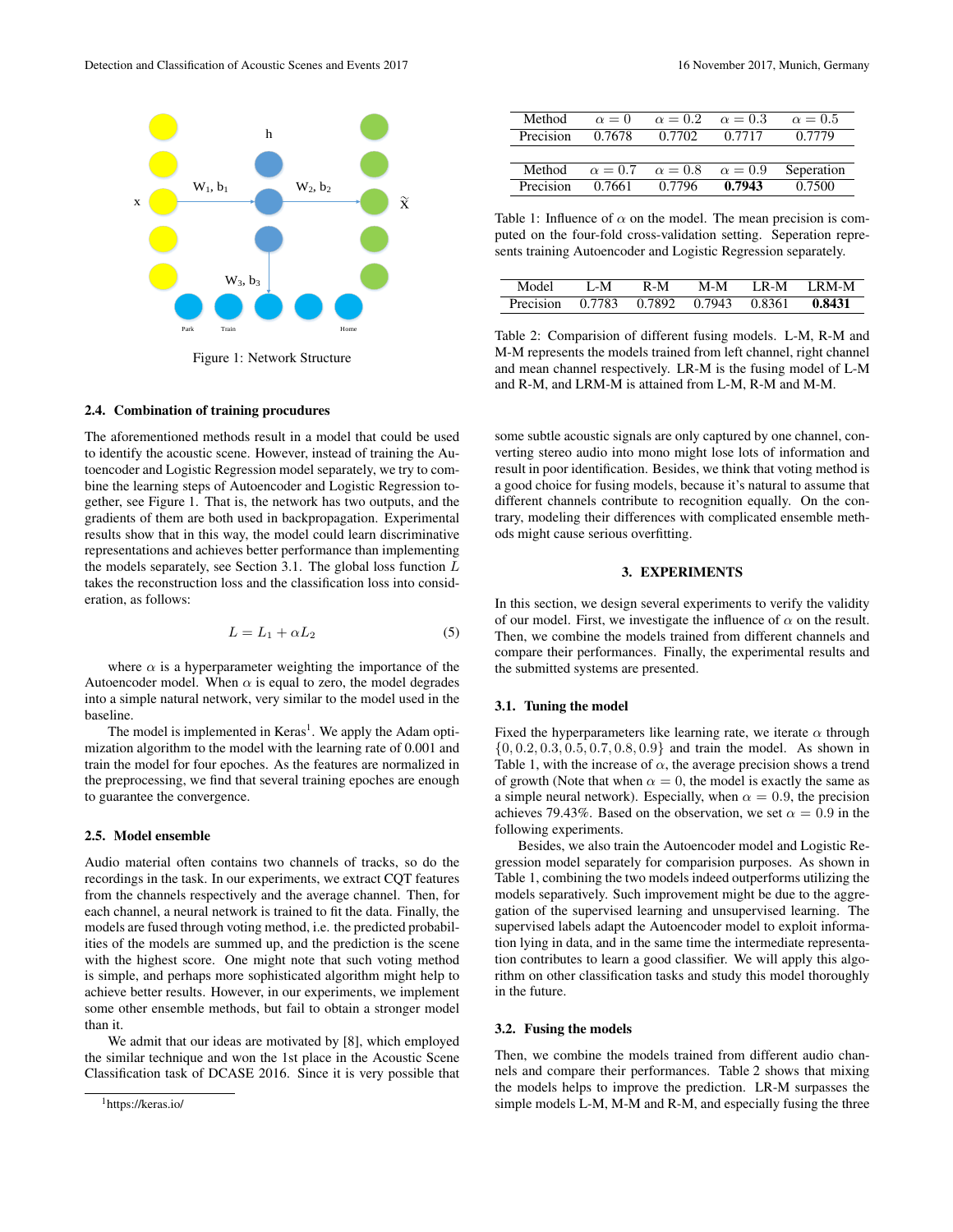Figure 1: Network Structure

### 2.4. Combination of training procudures

The aforementioned methods result in a model that could be used to identify the acoustic scene. However, instead of training the Autoencoder and Logistic Regression model separately, we try to combine the learning steps of Autoencoder and Logistic Regression together, see Figure 1. That is, the network has two outputs, and the gradients of them are both used in backpropagation. Experimental results show that in this way, the model could learn discriminative representations and achieves better performance than implementing the models separately, see Section 3.1. The global loss function $L$ takes the reconstruction loss and the classification loss into consideration, as follows:

$$L = L_1 + \alpha L_2 \tag{5}$$

where $\alpha$ is a hyperparameter weighting the importance of the Autoencoder model. When $\alpha$ is equal to zero, the model degrades into a simple natural network, very similar to the model used in the baseline.

The model is implemented in Keras[1]. We apply the Adam optimization algorithm to the model with the learning rate of 0.001 and train the model for four epoches. As the features are normalized in the preprocessing, we find that several training epoches are enough to guarantee the convergence.

### 2.5. Model ensemble

Audio material often contains two channels of tracks, so do the recordings in the task. In our experiments, we extract CQT features from the channels respectively and the average channel. Then, for each channel, a neural network is trained to fit the data. Finally, the models are fused through voting method, i.e. the predicted probabilities of the models are summed up, and the prediction is the scene with the highest score. One might note that such voting method is simple, and perhaps more sophisticated algorithm might help to achieve better results. However, in our experiments, we implement some other ensemble methods, but fail to obtain a stronger model than it.

We admit that our ideas are motivated by [8], which employed the similar technique and won the 1st place in the Acoustic Scene Classification task of DCASE 2016. Since it is very possible that some subtle acoustic signals are only captured by one channel, converting stereo audio into mono might lose lots of information and result in poor identification. Besides, we think that voting method is a good choice for fusing models, because it's natural to assume that different channels contribute to recognition equally. On the contrary, modeling their differences with complicated ensemble methods might cause serious overfitting.

[1] https://keras.io/

| Method | $\alpha = 0$ | $\alpha = 0.2$ | $\alpha = 0.3$ | $\alpha = 0.5$ |
|---|---|---|---|---|
| Precision | 0.7678 | 0.7702 | 0.7717 | 0.7779 |

| Method | $\alpha = 0.7$ | $\alpha = 0.8$ | $\alpha = 0.9$ | Seperation |
|---|---|---|---|---|
| Precision | 0.7661 | 0.7796 | **0.7943** | 0.7500 |

Table 1: Influence of $\alpha$ on the model. The mean precision is computed on the four-fold cross-validation setting. Seperation represents training Autoencoder and Logistic Regression separately.

| Model | L-M | R-M | M-M | LR-M | LRM-M |
|---|---|---|---|---|---|
| Precision | 0.7783 | 0.7892 | 0.7943 | 0.8361 | **0.8431** |

Table 2: Comparision of different fusing models. L-M, R-M and M-M represents the models trained from left channel, right channel and mean channel respectively. LR-M is the fusing model of L-M and R-M, and LRM-M is attained from L-M, R-M and M-M.

## 3. EXPERIMENTS

In this section, we design several experiments to verify the validity of our model. First, we investigate the influence of $\alpha$ on the result. Then, we combine the models trained from different channels and compare their performances. Finally, the experimental results and the submitted systems are presented.

### 3.1. Tuning the model

Fixed the hyperparameters like learning rate, we iterate $\alpha$ through $\{0, 0.2, 0.3, 0.5, 0.7, 0.8, 0.9\}$ and train the model. As shown in Table 1, with the increase of $\alpha$, the average precision shows a trend of growth (Note that when $\alpha = 0$, the model is exactly the same as a simple neural network). Especially, when $\alpha = 0.9$, the precision achieves 79.43%. Based on the observation, we set $\alpha = 0.9$ in the following experiments.

Besides, we also train the Autoencoder model and Logistic Regression model separately for comparision purposes. As shown in Table 1, combining the two models indeed outperforms utilizing the models separatively. Such improvement might be due to the aggregation of the supervised learning and unsupervised learning. The supervised labels adapt the Autoencoder model to exploit information lying in data, and in the same time the intermediate representation contributes to learn a good classifier. We will apply this algorithm on other classification tasks and study this model thoroughly in the future.

### 3.2. Fusing the models

Then, we combine the models trained from different audio channels and compare their performances. Table 2 shows that mixing the models helps to improve the prediction. LR-M surpasses the simple models L-M, M-M and R-M, and especially fusing the three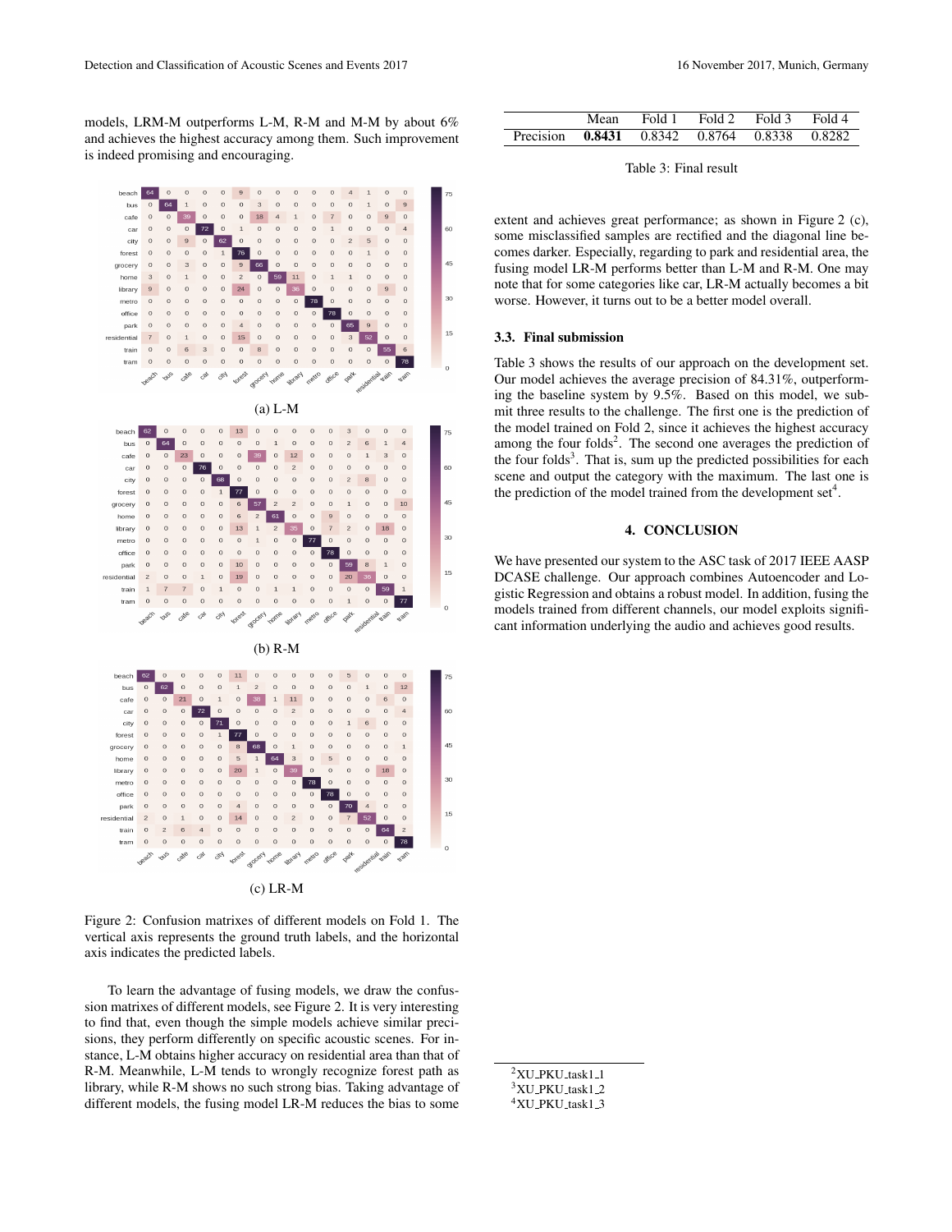models, LRM-M outperforms L-M, R-M and M-M by about 6% and achieves the highest accuracy among them. Such improvement is indeed promising and encouraging.

(a) L-M

(b) R-M

(c) LR-M

Figure 2: Confusion matrixes of different models on Fold 1. The vertical axis represents the ground truth labels, and the horizontal axis indicates the predicted labels.

To learn the advantage of fusing models, we draw the confusion matrixes of different models, see Figure 2. It is very interesting to find that, even though the simple models achieve similar precisions, they perform differently on specific acoustic scenes. For instance, L-M obtains higher accuracy on residential area than that of R-M. Meanwhile, L-M tends to wrongly recognize forest path as library, while R-M shows no such strong bias. Taking advantage of different models, the fusing model LR-M reduces the bias to some extent and achieves great performance; as shown in Figure 2 (c), some misclassified samples are rectified and the diagonal line becomes darker. Especially, regarding to park and residential area, the fusing model LR-M performs better than L-M and R-M. One may note that for some categories like car, LR-M actually becomes a bit worse. However, it turns out to be a better model overall.

| | Mean | Fold 1 | Fold 2 | Fold 3 | Fold 4 |
|---|---|---|---|---|---|
| Precision | **0.8431** | 0.8342 | 0.8764 | 0.8338 | 0.8282 |

Table 3: Final result

### 3.3. Final submission

Table 3 shows the results of our approach on the development set. Our model achieves the average precision of 84.31%, outperforming the baseline system by 9.5%. Based on this model, we submit three results to the challenge. The first one is the prediction of the model trained on Fold 2, since it achieves the highest accuracy among the four folds[2]. The second one averages the prediction of the four folds[3]. That is, sum up the predicted possibilities for each scene and output the category with the maximum. The last one is the prediction of the model trained from the development set[4].

## 4. CONCLUSION

We have presented our system to the ASC task of 2017 IEEE AASP DCASE challenge. Our approach combines Autoencoder and Logistic Regression and obtains a robust model. In addition, fusing the models trained from different channels, our model exploits significant information underlying the audio and achieves good results.

[2] XU_PKU_task1_1

[3] XU_PKU_task1_2

[4] XU_PKU_task1_3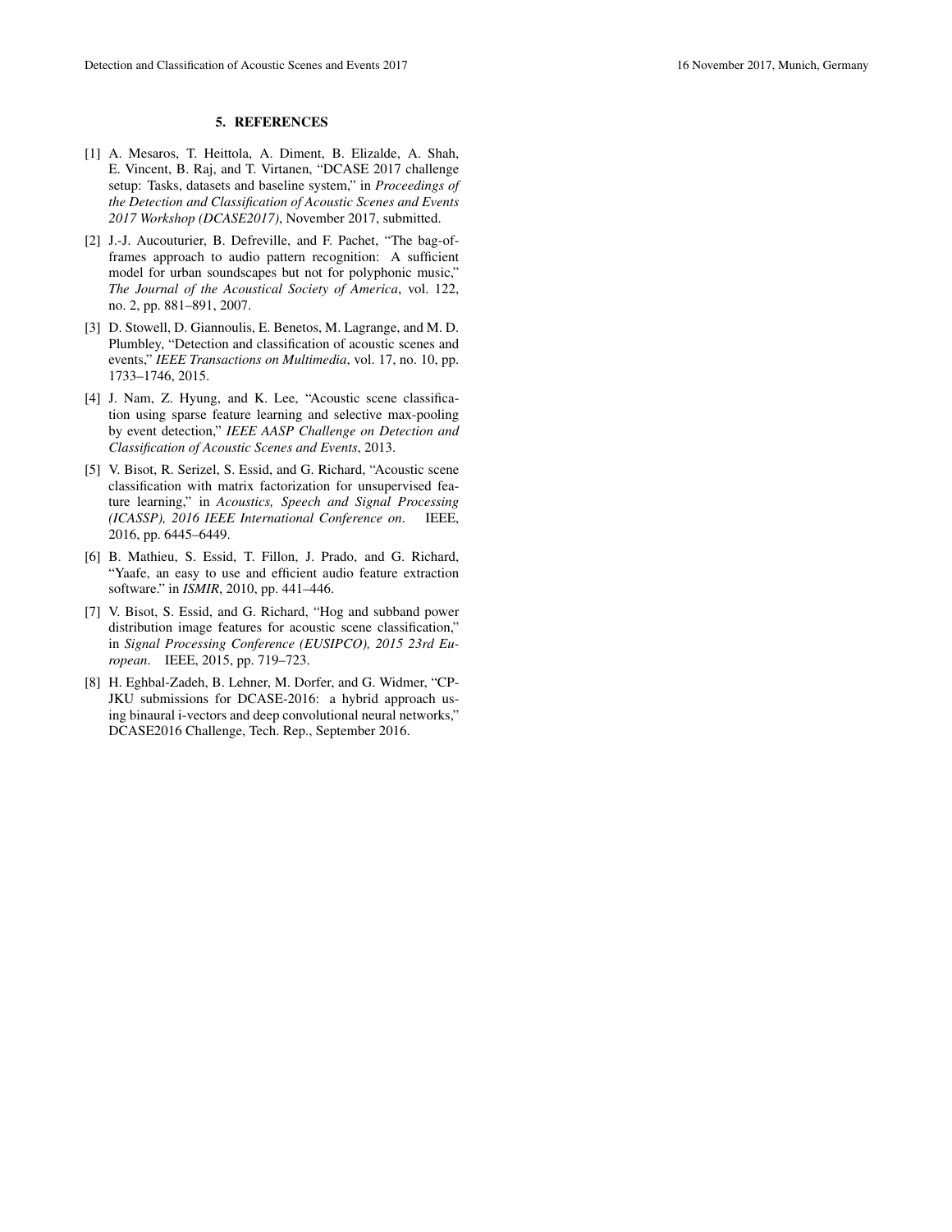## 5. REFERENCES

[1] A. Mesaros, T. Heittola, A. Diment, B. Elizalde, A. Shah, E. Vincent, B. Raj, and T. Virtanen, "DCASE 2017 challenge setup: Tasks, datasets and baseline system," in *Proceedings of the Detection and Classification of Acoustic Scenes and Events 2017 Workshop (DCASE2017)*, November 2017, submitted.

[2] J.-J. Aucouturier, B. Defreville, and F. Pachet, "The bag-of-frames approach to audio pattern recognition: A sufficient model for urban soundscapes but not for polyphonic music," *The Journal of the Acoustical Society of America*, vol. 122, no. 2, pp. 881–891, 2007.

[3] D. Stowell, D. Giannoulis, E. Benetos, M. Lagrange, and M. D. Plumbley, "Detection and classification of acoustic scenes and events," *IEEE Transactions on Multimedia*, vol. 17, no. 10, pp. 1733–1746, 2015.

[4] J. Nam, Z. Hyung, and K. Lee, "Acoustic scene classification using sparse feature learning and selective max-pooling by event detection," *IEEE AASP Challenge on Detection and Classification of Acoustic Scenes and Events*, 2013.

[5] V. Bisot, R. Serizel, S. Essid, and G. Richard, "Acoustic scene classification with matrix factorization for unsupervised feature learning," in *Acoustics, Speech and Signal Processing (ICASSP), 2016 IEEE International Conference on*. IEEE, 2016, pp. 6445–6449.

[6] B. Mathieu, S. Essid, T. Fillon, J. Prado, and G. Richard, "Yaafe, an easy to use and efficient audio feature extraction software." in *ISMIR*, 2010, pp. 441–446.

[7] V. Bisot, S. Essid, and G. Richard, "Hog and subband power distribution image features for acoustic scene classification," in *Signal Processing Conference (EUSIPCO), 2015 23rd European*. IEEE, 2015, pp. 719–723.

[8] H. Eghbal-Zadeh, B. Lehner, M. Dorfer, and G. Widmer, "CP-JKU submissions for DCASE-2016: a hybrid approach using binaural i-vectors and deep convolutional neural networks," DCASE2016 Challenge, Tech. Rep., September 2016.